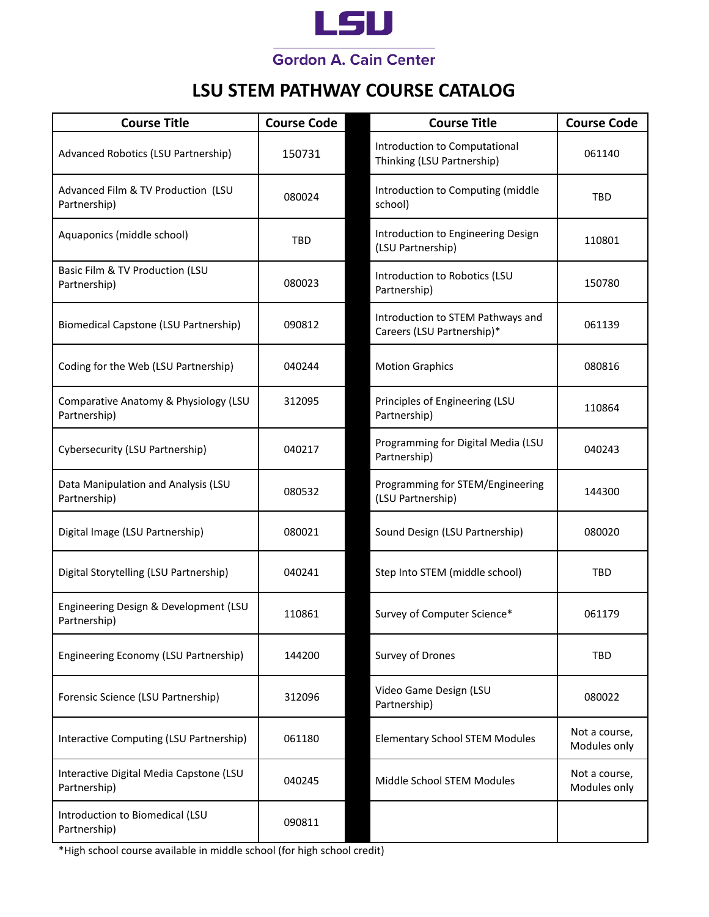# LSU

## Gordon A. Cain Center

# LSU STEM PATHWAY COURSE CATALOG

| Course Title | Course Code |
|---|---|
| Advanced Robotics (LSU Partnership) | 150731 |
| Advanced Film & TV Production (LSU Partnership) | 080024 |
| Aquaponics (middle school) | TBD |
| Basic Film & TV Production (LSU Partnership) | 080023 |
| Biomedical Capstone (LSU Partnership) | 090812 |
| Coding for the Web (LSU Partnership) | 040244 |
| Comparative Anatomy & Physiology (LSU Partnership) | 312095 |
| Cybersecurity (LSU Partnership) | 040217 |
| Data Manipulation and Analysis (LSU Partnership) | 080532 |
| Digital Image (LSU Partnership) | 080021 |
| Digital Storytelling (LSU Partnership) | 040241 |
| Engineering Design & Development (LSU Partnership) | 110861 |
| Engineering Economy (LSU Partnership) | 144200 |
| Forensic Science (LSU Partnership) | 312096 |
| Interactive Computing (LSU Partnership) | 061180 |
| Interactive Digital Media Capstone (LSU Partnership) | 040245 |
| Introduction to Biomedical (LSU Partnership) | 090811 |
| Introduction to Computational Thinking (LSU Partnership) | 061140 |
| Introduction to Computing (middle school) | TBD |
| Introduction to Engineering Design (LSU Partnership) | 110801 |
| Introduction to Robotics (LSU Partnership) | 150780 |
| Introduction to STEM Pathways and Careers (LSU Partnership)* | 061139 |
| Motion Graphics | 080816 |
| Principles of Engineering (LSU Partnership) | 110864 |
| Programming for Digital Media (LSU Partnership) | 040243 |
| Programming for STEM/Engineering (LSU Partnership) | 144300 |
| Sound Design (LSU Partnership) | 080020 |
| Step Into STEM (middle school) | TBD |
| Survey of Computer Science* | 061179 |
| Survey of Drones | TBD |
| Video Game Design (LSU Partnership) | 080022 |
| Elementary School STEM Modules | Not a course, Modules only |
| Middle School STEM Modules | Not a course, Modules only |

*High school course available in middle school (for high school credit)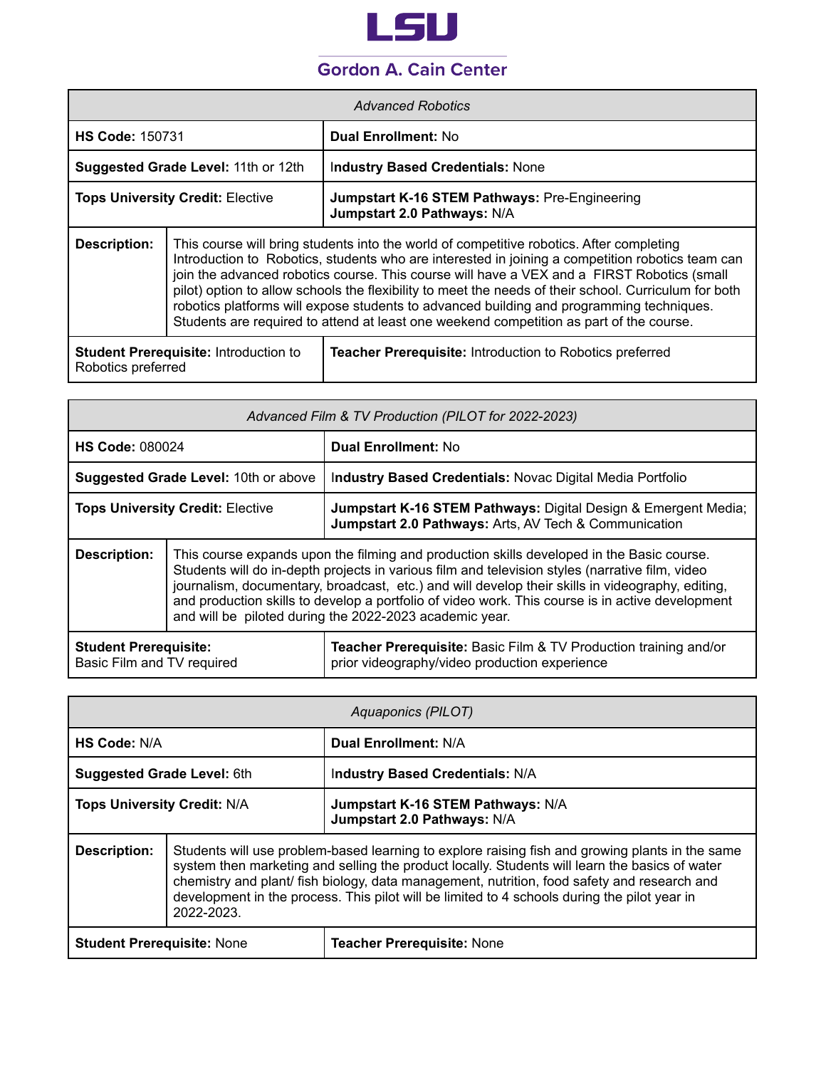# LSU

## Gordon A. Cain Center

| *Advanced Robotics* | |
|---|---|
| **HS Code:** 150731 | **Dual Enrollment:** No |
| **Suggested Grade Level:** 11th or 12th | **Industry Based Credentials:** None |
| **Tops University Credit:** Elective | **Jumpstart K-16 STEM Pathways:** Pre-Engineering **Jumpstart 2.0 Pathways:** N/A |
| **Description:** | This course will bring students into the world of competitive robotics. After completing Introduction to Robotics, students who are interested in joining a competition robotics team can join the advanced robotics course. This course will have a VEX and a FIRST Robotics (small pilot) option to allow schools the flexibility to meet the needs of their school. Curriculum for both robotics platforms will expose students to advanced building and programming techniques. Students are required to attend at least one weekend competition as part of the course. |
| **Student Prerequisite:** Introduction to Robotics preferred | **Teacher Prerequisite:** Introduction to Robotics preferred |

| *Advanced Film & TV Production (PILOT for 2022-2023)* | |
|---|---|
| **HS Code:** 080024 | **Dual Enrollment:** No |
| **Suggested Grade Level:** 10th or above | **Industry Based Credentials:** Novac Digital Media Portfolio |
| **Tops University Credit:** Elective | **Jumpstart K-16 STEM Pathways:** Digital Design & Emergent Media; **Jumpstart 2.0 Pathways:** Arts, AV Tech & Communication |
| **Description:** | This course expands upon the filming and production skills developed in the Basic course. Students will do in-depth projects in various film and television styles (narrative film, video journalism, documentary, broadcast, etc.) and will develop their skills in videography, editing, and production skills to develop a portfolio of video work. This course is in active development and will be piloted during the 2022-2023 academic year. |
| **Student Prerequisite:** Basic Film and TV required | **Teacher Prerequisite:** Basic Film & TV Production training and/or prior videography/video production experience |

| *Aquaponics (PILOT)* | |
|---|---|
| **HS Code:** N/A | **Dual Enrollment:** N/A |
| **Suggested Grade Level:** 6th | **Industry Based Credentials:** N/A |
| **Tops University Credit:** N/A | **Jumpstart K-16 STEM Pathways:** N/A **Jumpstart 2.0 Pathways:** N/A |
| **Description:** | Students will use problem-based learning to explore raising fish and growing plants in the same system then marketing and selling the product locally. Students will learn the basics of water chemistry and plant/ fish biology, data management, nutrition, food safety and research and development in the process. This pilot will be limited to 4 schools during the pilot year in 2022-2023. |
| **Student Prerequisite:** None | **Teacher Prerequisite:** None |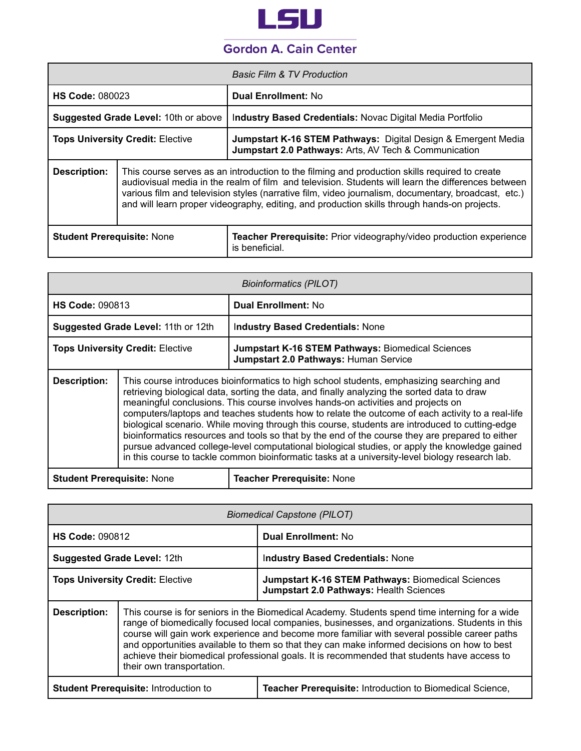LSU

Gordon A. Cain Center

| *Basic Film & TV Production* | |
|---|---|
| **HS Code:** 080023 | **Dual Enrollment:** No |
| **Suggested Grade Level:** 10th or above | **Industry Based Credentials:** Novac Digital Media Portfolio |
| **Tops University Credit:** Elective | **Jumpstart K-16 STEM Pathways:** Digital Design & Emergent Media<br>**Jumpstart 2.0 Pathways:** Arts, AV Tech & Communication |
| **Description:** | This course serves as an introduction to the filming and production skills required to create audiovisual media in the realm of film and television. Students will learn the differences between various film and television styles (narrative film, video journalism, documentary, broadcast, etc.) and will learn proper videography, editing, and production skills through hands-on projects. |
| **Student Prerequisite:** None | **Teacher Prerequisite:** Prior videography/video production experience is beneficial. |

| *Bioinformatics (PILOT)* | |
|---|---|
| **HS Code:** 090813 | **Dual Enrollment:** No |
| **Suggested Grade Level:** 11th or 12th | **Industry Based Credentials:** None |
| **Tops University Credit:** Elective | **Jumpstart K-16 STEM Pathways:** Biomedical Sciences<br>**Jumpstart 2.0 Pathways:** Human Service |
| **Description:** | This course introduces bioinformatics to high school students, emphasizing searching and retrieving biological data, sorting the data, and finally analyzing the sorted data to draw meaningful conclusions. This course involves hands-on activities and projects on computers/laptops and teaches students how to relate the outcome of each activity to a real-life biological scenario. While moving through this course, students are introduced to cutting-edge bioinformatics resources and tools so that by the end of the course they are prepared to either pursue advanced college-level computational biological studies, or apply the knowledge gained in this course to tackle common bioinformatic tasks at a university-level biology research lab. |
| **Student Prerequisite:** None | **Teacher Prerequisite:** None |

| *Biomedical Capstone (PILOT)* | |
|---|---|
| **HS Code:** 090812 | **Dual Enrollment:** No |
| **Suggested Grade Level:** 12th | **Industry Based Credentials:** None |
| **Tops University Credit:** Elective | **Jumpstart K-16 STEM Pathways:** Biomedical Sciences<br>**Jumpstart 2.0 Pathways:** Health Sciences |
| **Description:** | This course is for seniors in the Biomedical Academy. Students spend time interning for a wide range of biomedically focused local companies, businesses, and organizations. Students in this course will gain work experience and become more familiar with several possible career paths and opportunities available to them so that they can make informed decisions on how to best achieve their biomedical professional goals. It is recommended that students have access to their own transportation. |
| **Student Prerequisite:** Introduction to | **Teacher Prerequisite:** Introduction to Biomedical Science, |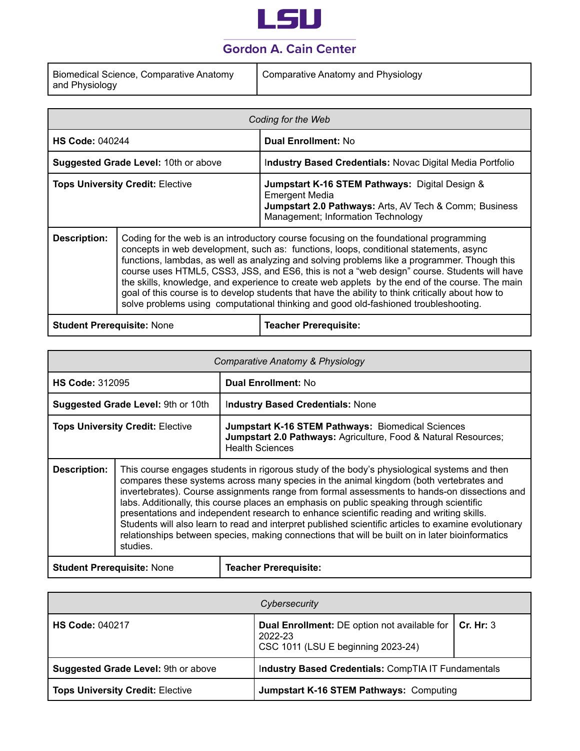| Biomedical Science, Comparative Anatomy and Physiology | Comparative Anatomy and Physiology |
|---|---|

| *Coding for the Web* | |
|---|---|
| **HS Code:** 040244 | **Dual Enrollment:** No |
| **Suggested Grade Level:** 10th or above | **Industry Based Credentials:** Novac Digital Media Portfolio |
| **Tops University Credit:** Elective | **Jumpstart K-16 STEM Pathways:** Digital Design & Emergent Media<br>**Jumpstart 2.0 Pathways:** Arts, AV Tech & Comm; Business Management; Information Technology |
| **Description:** Coding for the web is an introductory course focusing on the foundational programming concepts in web development, such as: functions, loops, conditional statements, async functions, lambdas, as well as analyzing and solving problems like a programmer. Though this course uses HTML5, CSS3, JSS, and ES6, this is not a "web design" course. Students will have the skills, knowledge, and experience to create web applets by the end of the course. The main goal of this course is to develop students that have the ability to think critically about how to solve problems using computational thinking and good old-fashioned troubleshooting. | |
| **Student Prerequisite:** None | **Teacher Prerequisite:** |

| *Comparative Anatomy & Physiology* | |
|---|---|
| **HS Code:** 312095 | **Dual Enrollment:** No |
| **Suggested Grade Level:** 9th or 10th | **Industry Based Credentials:** None |
| **Tops University Credit:** Elective | **Jumpstart K-16 STEM Pathways:** Biomedical Sciences<br>**Jumpstart 2.0 Pathways:** Agriculture, Food & Natural Resources; Health Sciences |
| **Description:** This course engages students in rigorous study of the body's physiological systems and then compares these systems across many species in the animal kingdom (both vertebrates and invertebrates). Course assignments range from formal assessments to hands-on dissections and labs. Additionally, this course places an emphasis on public speaking through scientific presentations and independent research to enhance scientific reading and writing skills. Students will also learn to read and interpret published scientific articles to examine evolutionary relationships between species, making connections that will be built on in later bioinformatics studies. | |
| **Student Prerequisite:** None | **Teacher Prerequisite:** |

| *Cybersecurity* | | |
|---|---|---|
| **HS Code:** 040217 | **Dual Enrollment:** DE option not available for 2022-23<br>CSC 1011 (LSU E beginning 2023-24) | **Cr. Hr:** 3 |
| **Suggested Grade Level:** 9th or above | **Industry Based Credentials:** CompTIA IT Fundamentals | |
| **Tops University Credit:** Elective | **Jumpstart K-16 STEM Pathways:** Computing | |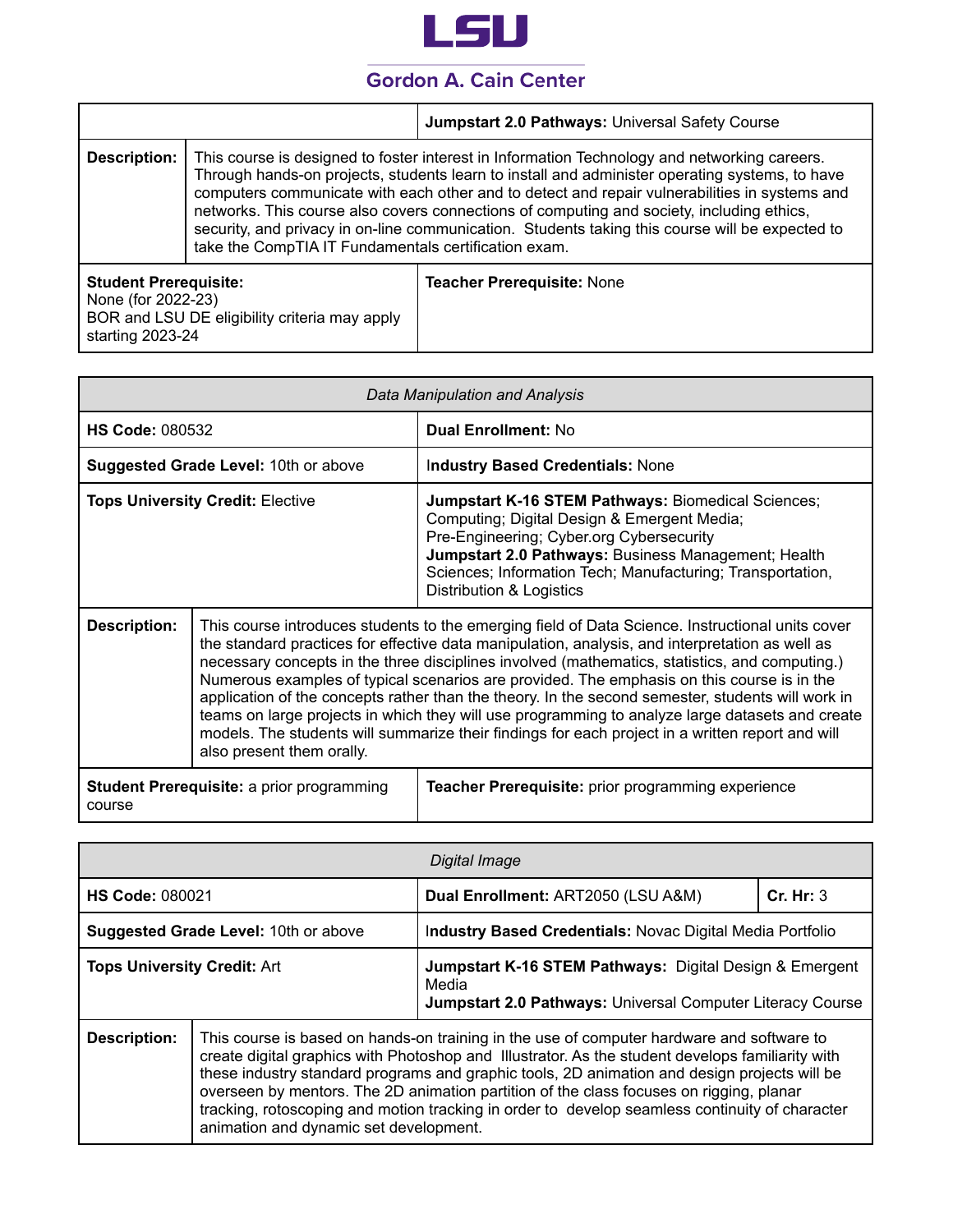LSU

Gordon A. Cain Center

| | **Jumpstart 2.0 Pathways:** Universal Safety Course |
|---|---|
| **Description:** | This course is designed to foster interest in Information Technology and networking careers. Through hands-on projects, students learn to install and administer operating systems, to have computers communicate with each other and to detect and repair vulnerabilities in systems and networks. This course also covers connections of computing and society, including ethics, security, and privacy in on-line communication. Students taking this course will be expected to take the CompTIA IT Fundamentals certification exam. |
| **Student Prerequisite:** None (for 2022-23) BOR and LSU DE eligibility criteria may apply starting 2023-24 | **Teacher Prerequisite:** None |

| *Data Manipulation and Analysis* | |
|---|---|
| **HS Code:** 080532 | **Dual Enrollment:** No |
| **Suggested Grade Level:** 10th or above | **Industry Based Credentials:** None |
| **Tops University Credit:** Elective | **Jumpstart K-16 STEM Pathways:** Biomedical Sciences; Computing; Digital Design & Emergent Media; Pre-Engineering; Cyber.org Cybersecurity **Jumpstart 2.0 Pathways:** Business Management; Health Sciences; Information Tech; Manufacturing; Transportation, Distribution & Logistics |
| **Description:** | This course introduces students to the emerging field of Data Science. Instructional units cover the standard practices for effective data manipulation, analysis, and interpretation as well as necessary concepts in the three disciplines involved (mathematics, statistics, and computing.) Numerous examples of typical scenarios are provided. The emphasis on this course is in the application of the concepts rather than the theory. In the second semester, students will work in teams on large projects in which they will use programming to analyze large datasets and create models. The students will summarize their findings for each project in a written report and will also present them orally. |
| **Student Prerequisite:** a prior programming course | **Teacher Prerequisite:** prior programming experience |

| *Digital Image* | | |
|---|---|---|
| **HS Code:** 080021 | **Dual Enrollment:** ART2050 (LSU A&M) | **Cr. Hr:** 3 |
| **Suggested Grade Level:** 10th or above | **Industry Based Credentials:** Novac Digital Media Portfolio | |
| **Tops University Credit:** Art | **Jumpstart K-16 STEM Pathways:** Digital Design & Emergent Media **Jumpstart 2.0 Pathways:** Universal Computer Literacy Course | |
| **Description:** | This course is based on hands-on training in the use of computer hardware and software to create digital graphics with Photoshop and Illustrator. As the student develops familiarity with these industry standard programs and graphic tools, 2D animation and design projects will be overseen by mentors. The 2D animation partition of the class focuses on rigging, planar tracking, rotoscoping and motion tracking in order to develop seamless continuity of character animation and dynamic set development. | |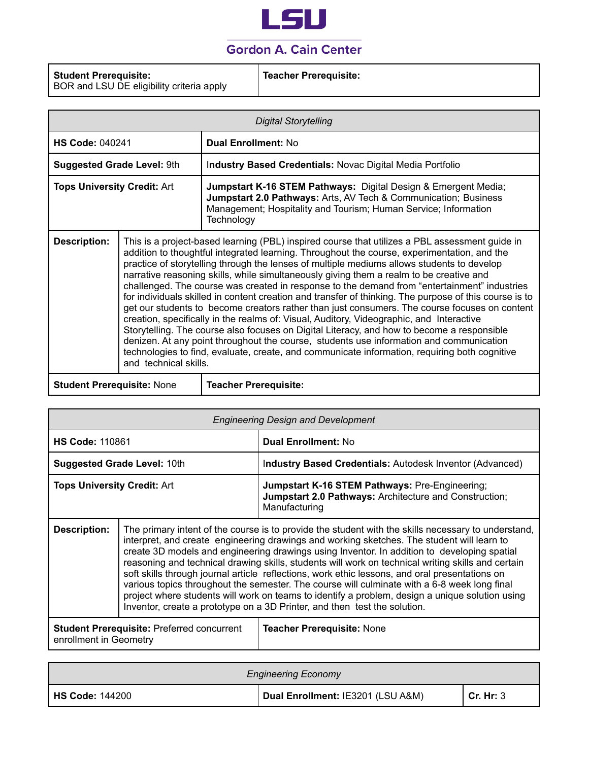**LSU**

**Gordon A. Cain Center**

| **Student Prerequisite:** BOR and LSU DE eligibility criteria apply | **Teacher Prerequisite:** |
|---|---|

| *Digital Storytelling* | |
|---|---|
| **HS Code:** 040241 | **Dual Enrollment:** No |
| **Suggested Grade Level:** 9th | **Industry Based Credentials:** Novac Digital Media Portfolio |
| **Tops University Credit:** Art | **Jumpstart K-16 STEM Pathways:** Digital Design & Emergent Media; **Jumpstart 2.0 Pathways:** Arts, AV Tech & Communication; Business Management; Hospitality and Tourism; Human Service; Information Technology |
| **Description:** | This is a project-based learning (PBL) inspired course that utilizes a PBL assessment guide in addition to thoughtful integrated learning. Throughout the course, experimentation, and the practice of storytelling through the lenses of multiple mediums allows students to develop narrative reasoning skills, while simultaneously giving them a realm to be creative and challenged. The course was created in response to the demand from "entertainment" industries for individuals skilled in content creation and transfer of thinking. The purpose of this course is to get our students to become creators rather than just consumers. The course focuses on content creation, specifically in the realms of: Visual, Auditory, Videographic, and Interactive Storytelling. The course also focuses on Digital Literacy, and how to become a responsible denizen. At any point throughout the course, students use information and communication technologies to find, evaluate, create, and communicate information, requiring both cognitive and technical skills. |
| **Student Prerequisite:** None | **Teacher Prerequisite:** |

| *Engineering Design and Development* | |
|---|---|
| **HS Code:** 110861 | **Dual Enrollment:** No |
| **Suggested Grade Level:** 10th | **Industry Based Credentials:** Autodesk Inventor (Advanced) |
| **Tops University Credit:** Art | **Jumpstart K-16 STEM Pathways:** Pre-Engineering; **Jumpstart 2.0 Pathways:** Architecture and Construction; Manufacturing |
| **Description:** | The primary intent of the course is to provide the student with the skills necessary to understand, interpret, and create engineering drawings and working sketches. The student will learn to create 3D models and engineering drawings using Inventor. In addition to developing spatial reasoning and technical drawing skills, students will work on technical writing skills and certain soft skills through journal article reflections, work ethic lessons, and oral presentations on various topics throughout the semester. The course will culminate with a 6-8 week long final project where students will work on teams to identify a problem, design a unique solution using Inventor, create a prototype on a 3D Printer, and then test the solution. |
| **Student Prerequisite:** Preferred concurrent enrollment in Geometry | **Teacher Prerequisite:** None |

| *Engineering Economy* | | |
|---|---|---|
| **HS Code:** 144200 | **Dual Enrollment:** IE3201 (LSU A&M) | **Cr. Hr:** 3 |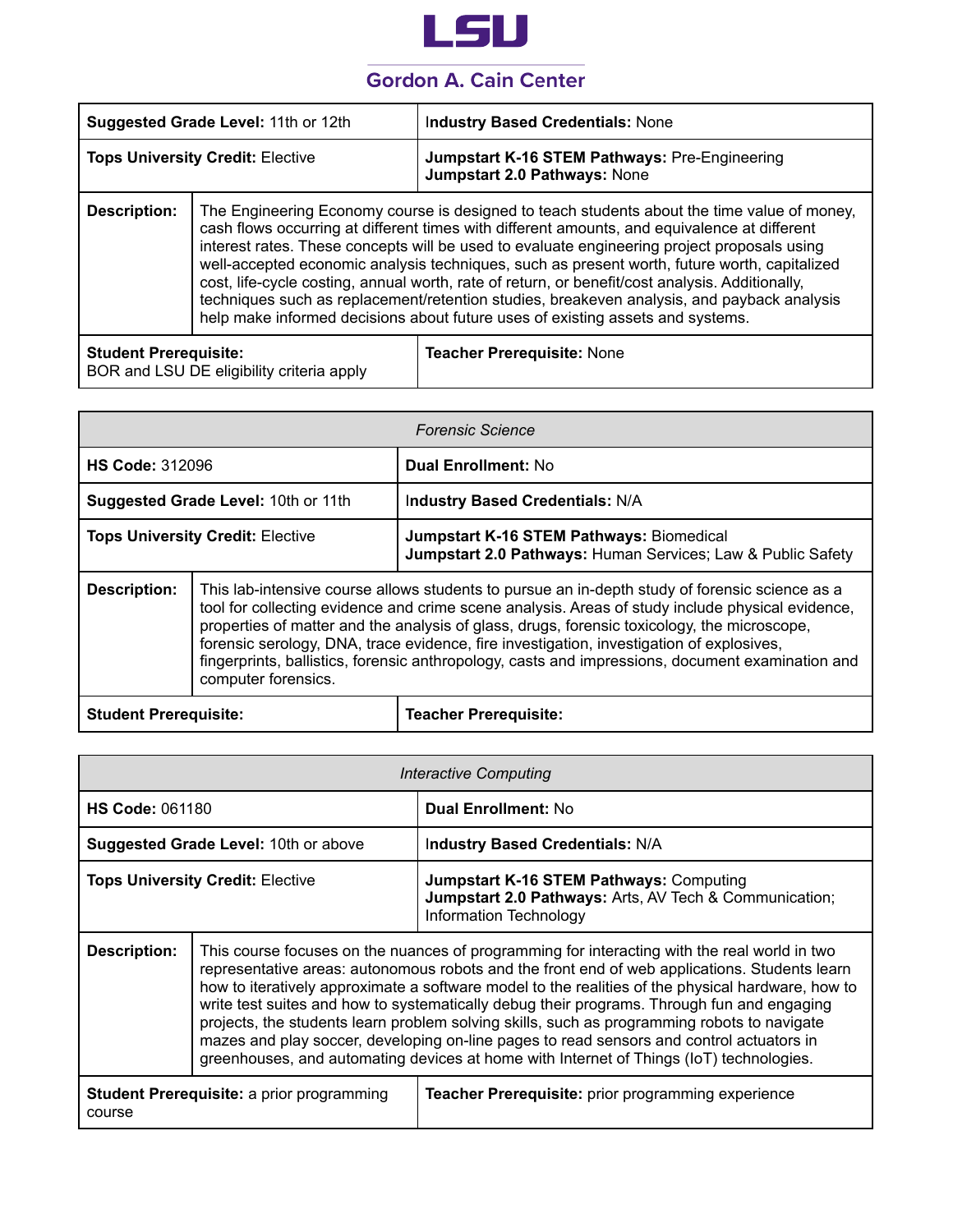**LSU**

**Gordon A. Cain Center**

| **Suggested Grade Level:** 11th or 12th | | **Industry Based Credentials:** None |
|---|---|---|
| **Tops University Credit:** Elective | | **Jumpstart K-16 STEM Pathways:** Pre-Engineering<br>**Jumpstart 2.0 Pathways:** None |
| **Description:** | The Engineering Economy course is designed to teach students about the time value of money, cash flows occurring at different times with different amounts, and equivalence at different interest rates. These concepts will be used to evaluate engineering project proposals using well-accepted economic analysis techniques, such as present worth, future worth, capitalized cost, life-cycle costing, annual worth, rate of return, or benefit/cost analysis. Additionally, techniques such as replacement/retention studies, breakeven analysis, and payback analysis help make informed decisions about future uses of existing assets and systems. | |
| **Student Prerequisite:**<br>BOR and LSU DE eligibility criteria apply | | **Teacher Prerequisite:** None |

| *Forensic Science* | | |
|---|---|---|
| **HS Code:** 312096 | | **Dual Enrollment:** No |
| **Suggested Grade Level:** 10th or 11th | | **Industry Based Credentials:** N/A |
| **Tops University Credit:** Elective | | **Jumpstart K-16 STEM Pathways:** Biomedical<br>**Jumpstart 2.0 Pathways:** Human Services; Law & Public Safety |
| **Description:** | This lab-intensive course allows students to pursue an in-depth study of forensic science as a tool for collecting evidence and crime scene analysis. Areas of study include physical evidence, properties of matter and the analysis of glass, drugs, forensic toxicology, the microscope, forensic serology, DNA, trace evidence, fire investigation, investigation of explosives, fingerprints, ballistics, forensic anthropology, casts and impressions, document examination and computer forensics. | |
| **Student Prerequisite:** | | **Teacher Prerequisite:** |

| *Interactive Computing* | | |
|---|---|---|
| **HS Code:** 061180 | | **Dual Enrollment:** No |
| **Suggested Grade Level:** 10th or above | | **Industry Based Credentials:** N/A |
| **Tops University Credit:** Elective | | **Jumpstart K-16 STEM Pathways:** Computing<br>**Jumpstart 2.0 Pathways:** Arts, AV Tech & Communication; Information Technology |
| **Description:** | This course focuses on the nuances of programming for interacting with the real world in two representative areas: autonomous robots and the front end of web applications. Students learn how to iteratively approximate a software model to the realities of the physical hardware, how to write test suites and how to systematically debug their programs. Through fun and engaging projects, the students learn problem solving skills, such as programming robots to navigate mazes and play soccer, developing on-line pages to read sensors and control actuators in greenhouses, and automating devices at home with Internet of Things (IoT) technologies. | |
| **Student Prerequisite:** a prior programming course | | **Teacher Prerequisite:** prior programming experience |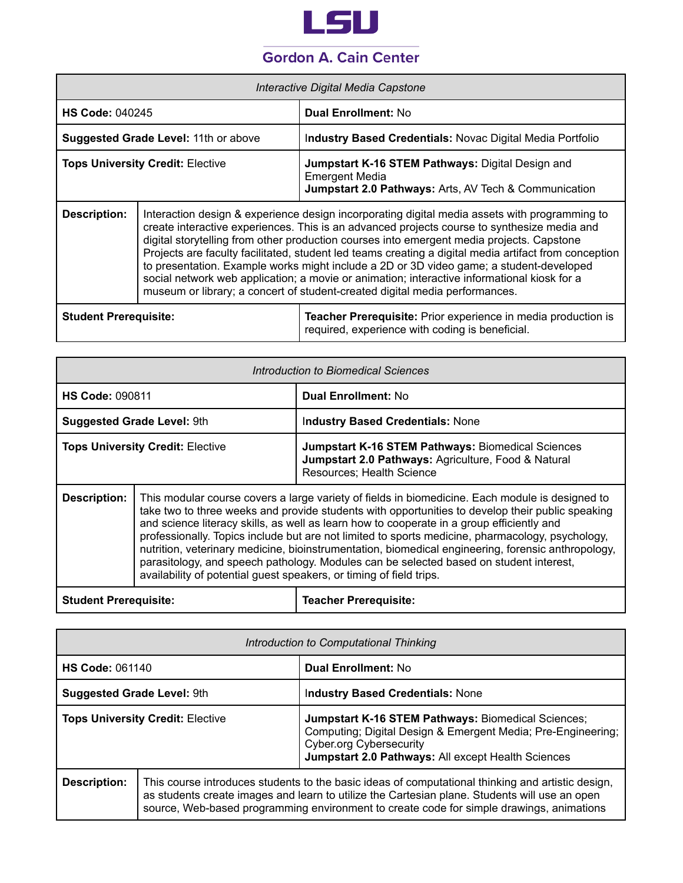| *Interactive Digital Media Capstone* | |
|---|---|
| **HS Code:** 040245 | **Dual Enrollment:** No |
| **Suggested Grade Level:** 11th or above | **Industry Based Credentials:** Novac Digital Media Portfolio |
| **Tops University Credit:** Elective | **Jumpstart K-16 STEM Pathways:** Digital Design and Emergent Media<br>**Jumpstart 2.0 Pathways:** Arts, AV Tech & Communication |
| **Description:** | Interaction design & experience design incorporating digital media assets with programming to create interactive experiences. This is an advanced projects course to synthesize media and digital storytelling from other production courses into emergent media projects. Capstone Projects are faculty facilitated, student led teams creating a digital media artifact from conception to presentation. Example works might include a 2D or 3D video game; a student-developed social network web application; a movie or animation; interactive informational kiosk for a museum or library; a concert of student-created digital media performances. |
| **Student Prerequisite:** | **Teacher Prerequisite:** Prior experience in media production is required, experience with coding is beneficial. |

| *Introduction to Biomedical Sciences* | |
|---|---|
| **HS Code:** 090811 | **Dual Enrollment:** No |
| **Suggested Grade Level:** 9th | **Industry Based Credentials:** None |
| **Tops University Credit:** Elective | **Jumpstart K-16 STEM Pathways:** Biomedical Sciences<br>**Jumpstart 2.0 Pathways:** Agriculture, Food & Natural Resources; Health Science |
| **Description:** | This modular course covers a large variety of fields in biomedicine. Each module is designed to take two to three weeks and provide students with opportunities to develop their public speaking and science literacy skills, as well as learn how to cooperate in a group efficiently and professionally. Topics include but are not limited to sports medicine, pharmacology, psychology, nutrition, veterinary medicine, bioinstrumentation, biomedical engineering, forensic anthropology, parasitology, and speech pathology. Modules can be selected based on student interest, availability of potential guest speakers, or timing of field trips. |
| **Student Prerequisite:** | **Teacher Prerequisite:** |

| *Introduction to Computational Thinking* | |
|---|---|
| **HS Code:** 061140 | **Dual Enrollment:** No |
| **Suggested Grade Level:** 9th | **Industry Based Credentials:** None |
| **Tops University Credit:** Elective | **Jumpstart K-16 STEM Pathways:** Biomedical Sciences; Computing; Digital Design & Emergent Media; Pre-Engineering; Cyber.org Cybersecurity<br>**Jumpstart 2.0 Pathways:** All except Health Sciences |
| **Description:** | This course introduces students to the basic ideas of computational thinking and artistic design, as students create images and learn to utilize the Cartesian plane. Students will use an open source, Web-based programming environment to create code for simple drawings, animations |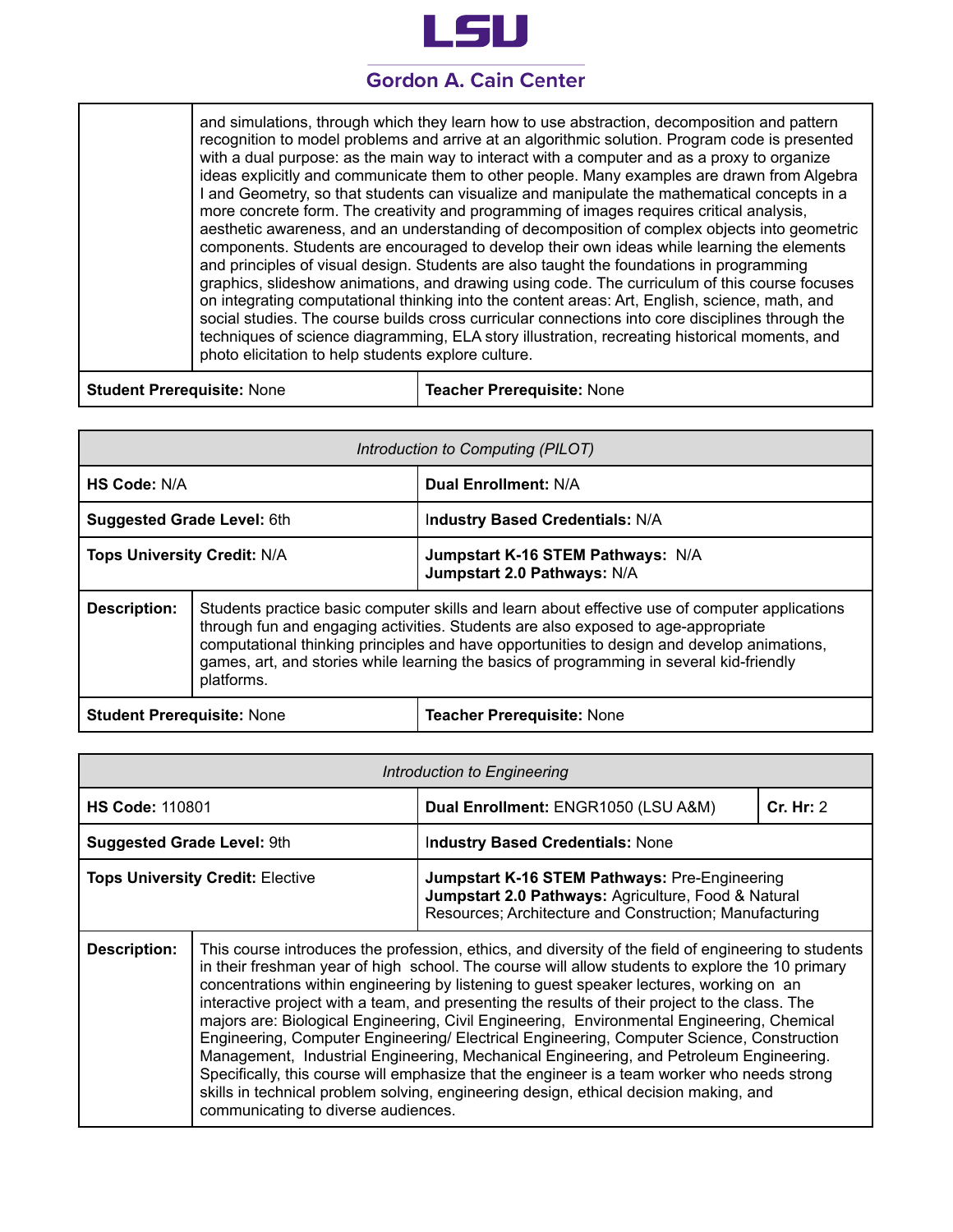| | |
|---|---|
| | and simulations, through which they learn how to use abstraction, decomposition and pattern recognition to model problems and arrive at an algorithmic solution. Program code is presented with a dual purpose: as the main way to interact with a computer and as a proxy to organize ideas explicitly and communicate them to other people. Many examples are drawn from Algebra I and Geometry, so that students can visualize and manipulate the mathematical concepts in a more concrete form. The creativity and programming of images requires critical analysis, aesthetic awareness, and an understanding of decomposition of complex objects into geometric components. Students are encouraged to develop their own ideas while learning the elements and principles of visual design. Students are also taught the foundations in programming graphics, slideshow animations, and drawing using code. The curriculum of this course focuses on integrating computational thinking into the content areas: Art, English, science, math, and social studies. The course builds cross curricular connections into core disciplines through the techniques of science diagramming, ELA story illustration, recreating historical moments, and photo elicitation to help students explore culture. |
| **Student Prerequisite:** None | **Teacher Prerequisite:** None |

| *Introduction to Computing (PILOT)* | |
|---|---|
| **HS Code:** N/A | **Dual Enrollment:** N/A |
| **Suggested Grade Level:** 6th | **Industry Based Credentials:** N/A |
| **Tops University Credit:** N/A | **Jumpstart K-16 STEM Pathways:** N/A<br>**Jumpstart 2.0 Pathways:** N/A |
| **Description:** | Students practice basic computer skills and learn about effective use of computer applications through fun and engaging activities. Students are also exposed to age-appropriate computational thinking principles and have opportunities to design and develop animations, games, art, and stories while learning the basics of programming in several kid-friendly platforms. |
| **Student Prerequisite:** None | **Teacher Prerequisite:** None |

| *Introduction to Engineering* | | |
|---|---|---|
| **HS Code:** 110801 | **Dual Enrollment:** ENGR1050 (LSU A&M) | **Cr. Hr:** 2 |
| **Suggested Grade Level:** 9th | **Industry Based Credentials:** None | |
| **Tops University Credit:** Elective | **Jumpstart K-16 STEM Pathways:** Pre-Engineering<br>**Jumpstart 2.0 Pathways:** Agriculture, Food & Natural Resources; Architecture and Construction; Manufacturing | |
| **Description:** | This course introduces the profession, ethics, and diversity of the field of engineering to students in their freshman year of high school. The course will allow students to explore the 10 primary concentrations within engineering by listening to guest speaker lectures, working on an interactive project with a team, and presenting the results of their project to the class. The majors are: Biological Engineering, Civil Engineering, Environmental Engineering, Chemical Engineering, Computer Engineering/ Electrical Engineering, Computer Science, Construction Management, Industrial Engineering, Mechanical Engineering, and Petroleum Engineering. Specifically, this course will emphasize that the engineer is a team worker who needs strong skills in technical problem solving, engineering design, ethical decision making, and communicating to diverse audiences. | |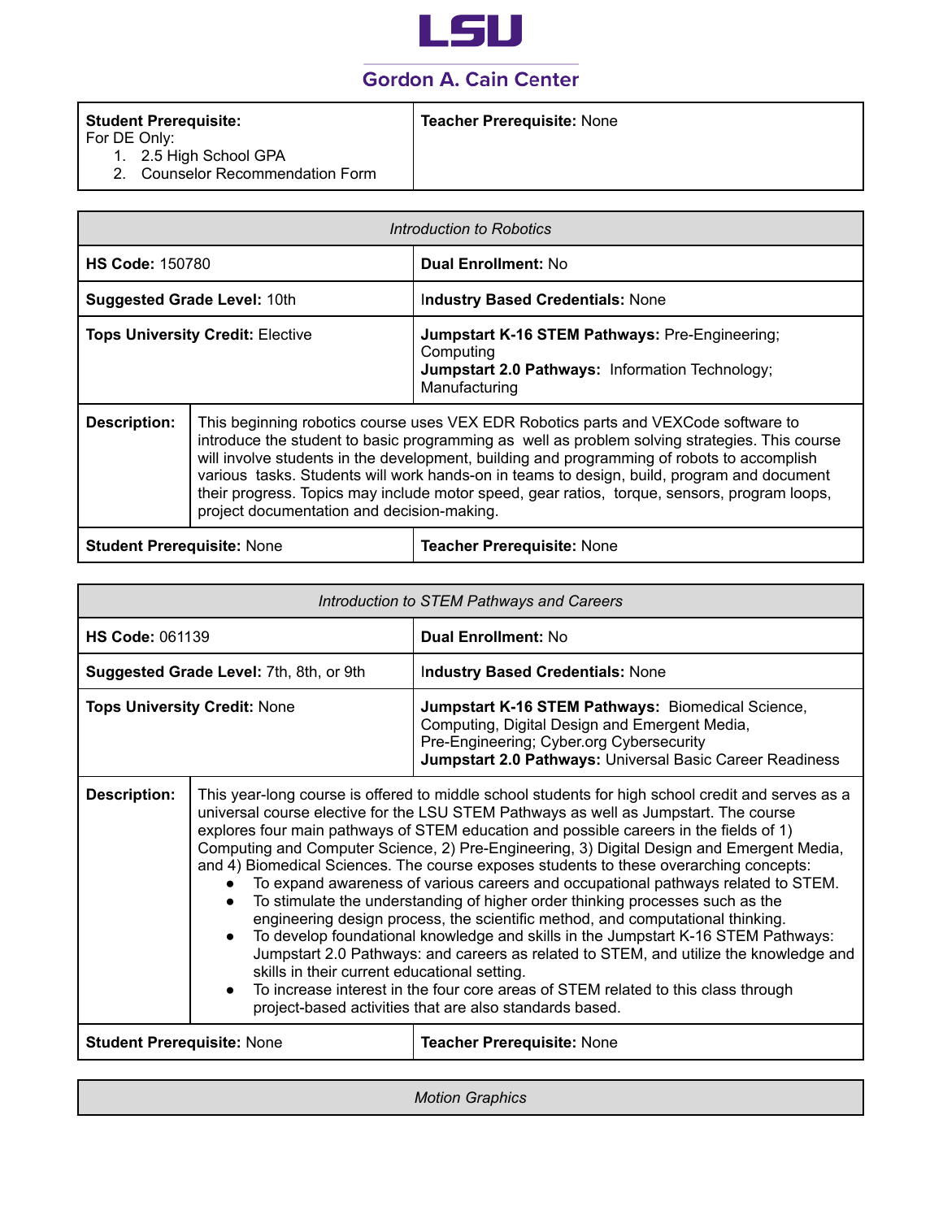| **Student Prerequisite:**<br>For DE Only:<br>1. 2.5 High School GPA<br>2. Counselor Recommendation Form | **Teacher Prerequisite:** None |
| --- | --- |

| *Introduction to Robotics* | | |
| --- | --- | --- |
| **HS Code:** 150780 | | **Dual Enrollment:** No |
| **Suggested Grade Level:** 10th | | **Industry Based Credentials:** None |
| **Tops University Credit:** Elective | | **Jumpstart K-16 STEM Pathways:** Pre-Engineering; Computing<br>**Jumpstart 2.0 Pathways:** Information Technology; Manufacturing |
| **Description:** | This beginning robotics course uses VEX EDR Robotics parts and VEXCode software to introduce the student to basic programming as well as problem solving strategies. This course will involve students in the development, building and programming of robots to accomplish various tasks. Students will work hands-on in teams to design, build, program and document their progress. Topics may include motor speed, gear ratios, torque, sensors, program loops, project documentation and decision-making. | |
| **Student Prerequisite:** None | | **Teacher Prerequisite:** None |

| *Introduction to STEM Pathways and Careers* | | |
| --- | --- | --- |
| **HS Code:** 061139 | | **Dual Enrollment:** No |
| **Suggested Grade Level:** 7th, 8th, or 9th | | **Industry Based Credentials:** None |
| **Tops University Credit:** None | | **Jumpstart K-16 STEM Pathways:** Biomedical Science, Computing, Digital Design and Emergent Media, Pre-Engineering; Cyber.org Cybersecurity<br>**Jumpstart 2.0 Pathways:** Universal Basic Career Readiness |
| **Description:** | This year-long course is offered to middle school students for high school credit and serves as a universal course elective for the LSU STEM Pathways as well as Jumpstart. The course explores four main pathways of STEM education and possible careers in the fields of 1) Computing and Computer Science, 2) Pre-Engineering, 3) Digital Design and Emergent Media, and 4) Biomedical Sciences. The course exposes students to these overarching concepts:<br>• To expand awareness of various careers and occupational pathways related to STEM.<br>• To stimulate the understanding of higher order thinking processes such as the engineering design process, the scientific method, and computational thinking.<br>• To develop foundational knowledge and skills in the Jumpstart K-16 STEM Pathways: Jumpstart 2.0 Pathways: and careers as related to STEM, and utilize the knowledge and skills in their current educational setting.<br>• To increase interest in the four core areas of STEM related to this class through project-based activities that are also standards based. | |
| **Student Prerequisite:** None | | **Teacher Prerequisite:** None |

| *Motion Graphics* |
| --- |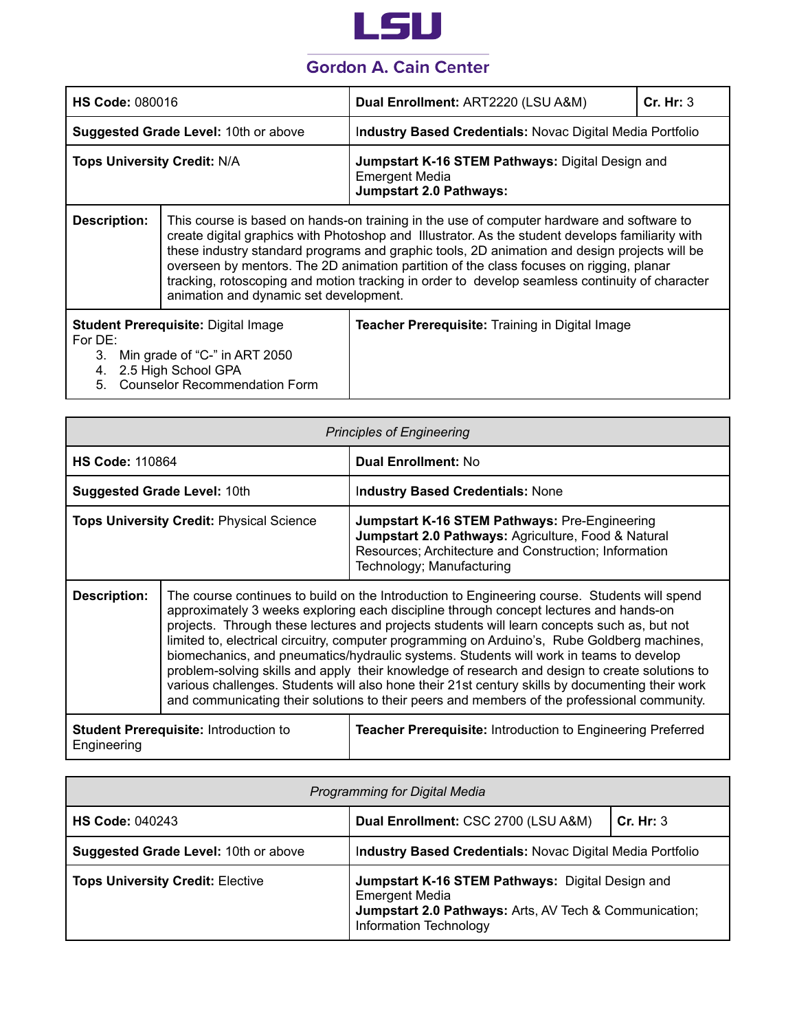**LSU**

**Gordon A. Cain Center**

| **HS Code:** 080016 | **Dual Enrollment:** ART2220 (LSU A&M) | **Cr. Hr:** 3 |
|---|---|---|
| **Suggested Grade Level:** 10th or above | **Industry Based Credentials:** Novac Digital Media Portfolio | |
| **Tops University Credit:** N/A | **Jumpstart K-16 STEM Pathways:** Digital Design and Emergent Media<br>**Jumpstart 2.0 Pathways:** | |
| **Description:** | This course is based on hands-on training in the use of computer hardware and software to create digital graphics with Photoshop and Illustrator. As the student develops familiarity with these industry standard programs and graphic tools, 2D animation and design projects will be overseen by mentors. The 2D animation partition of the class focuses on rigging, planar tracking, rotoscoping and motion tracking in order to develop seamless continuity of character animation and dynamic set development. | |
| **Student Prerequisite:** Digital Image<br>For DE:<br>3. Min grade of "C-" in ART 2050<br>4. 2.5 High School GPA<br>5. Counselor Recommendation Form | **Teacher Prerequisite:** Training in Digital Image | |

| *Principles of Engineering* | |
|---|---|
| **HS Code:** 110864 | **Dual Enrollment:** No |
| **Suggested Grade Level:** 10th | **Industry Based Credentials:** None |
| **Tops University Credit:** Physical Science | **Jumpstart K-16 STEM Pathways:** Pre-Engineering<br>**Jumpstart 2.0 Pathways:** Agriculture, Food & Natural Resources; Architecture and Construction; Information Technology; Manufacturing |
| **Description:** | The course continues to build on the Introduction to Engineering course. Students will spend approximately 3 weeks exploring each discipline through concept lectures and hands-on projects. Through these lectures and projects students will learn concepts such as, but not limited to, electrical circuitry, computer programming on Arduino's, Rube Goldberg machines, biomechanics, and pneumatics/hydraulic systems. Students will work in teams to develop problem-solving skills and apply their knowledge of research and design to create solutions to various challenges. Students will also hone their 21st century skills by documenting their work and communicating their solutions to their peers and members of the professional community. |
| **Student Prerequisite:** Introduction to Engineering | **Teacher Prerequisite:** Introduction to Engineering Preferred |

| *Programming for Digital Media* | | |
|---|---|---|
| **HS Code:** 040243 | **Dual Enrollment:** CSC 2700 (LSU A&M) | **Cr. Hr:** 3 |
| **Suggested Grade Level:** 10th or above | **Industry Based Credentials:** Novac Digital Media Portfolio | |
| **Tops University Credit:** Elective | **Jumpstart K-16 STEM Pathways:** Digital Design and Emergent Media<br>**Jumpstart 2.0 Pathways:** Arts, AV Tech & Communication; Information Technology | |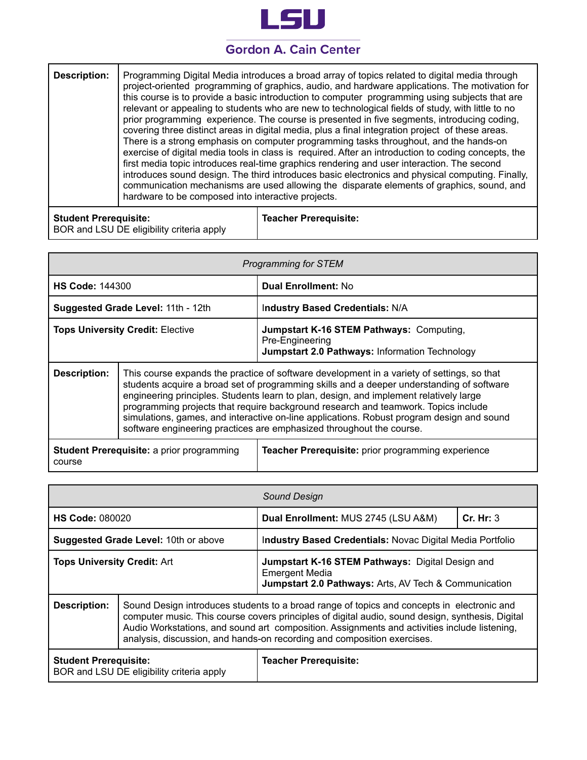**LSU**

**Gordon A. Cain Center**

| **Description:** | Programming Digital Media introduces a broad array of topics related to digital media through project-oriented programming of graphics, audio, and hardware applications. The motivation for this course is to provide a basic introduction to computer programming using subjects that are relevant or appealing to students who are new to technological fields of study, with little to no prior programming experience. The course is presented in five segments, introducing coding, covering three distinct areas in digital media, plus a final integration project of these areas. There is a strong emphasis on computer programming tasks throughout, and the hands-on exercise of digital media tools in class is required. After an introduction to coding concepts, the first media topic introduces real-time graphics rendering and user interaction. The second introduces sound design. The third introduces basic electronics and physical computing. Finally, communication mechanisms are used allowing the disparate elements of graphics, sound, and hardware to be composed into interactive projects. |
|---|---|
| **Student Prerequisite:** BOR and LSU DE eligibility criteria apply | **Teacher Prerequisite:** |

| *Programming for STEM* | |
|---|---|
| **HS Code:** 144300 | **Dual Enrollment:** No |
| **Suggested Grade Level:** 11th - 12th | **Industry Based Credentials:** N/A |
| **Tops University Credit:** Elective | **Jumpstart K-16 STEM Pathways:** Computing, Pre-Engineering<br>**Jumpstart 2.0 Pathways:** Information Technology |
| **Description:** | This course expands the practice of software development in a variety of settings, so that students acquire a broad set of programming skills and a deeper understanding of software engineering principles. Students learn to plan, design, and implement relatively large programming projects that require background research and teamwork. Topics include simulations, games, and interactive on-line applications. Robust program design and sound software engineering practices are emphasized throughout the course. |
| **Student Prerequisite:** a prior programming course | **Teacher Prerequisite:** prior programming experience |

| *Sound Design* | | |
|---|---|---|
| **HS Code:** 080020 | **Dual Enrollment:** MUS 2745 (LSU A&M) | **Cr. Hr:** 3 |
| **Suggested Grade Level:** 10th or above | **Industry Based Credentials:** Novac Digital Media Portfolio | |
| **Tops University Credit:** Art | **Jumpstart K-16 STEM Pathways:** Digital Design and Emergent Media<br>**Jumpstart 2.0 Pathways:** Arts, AV Tech & Communication | |
| **Description:** | Sound Design introduces students to a broad range of topics and concepts in electronic and computer music. This course covers principles of digital audio, sound design, synthesis, Digital Audio Workstations, and sound art composition. Assignments and activities include listening, analysis, discussion, and hands-on recording and composition exercises. | |
| **Student Prerequisite:** BOR and LSU DE eligibility criteria apply | **Teacher Prerequisite:** | |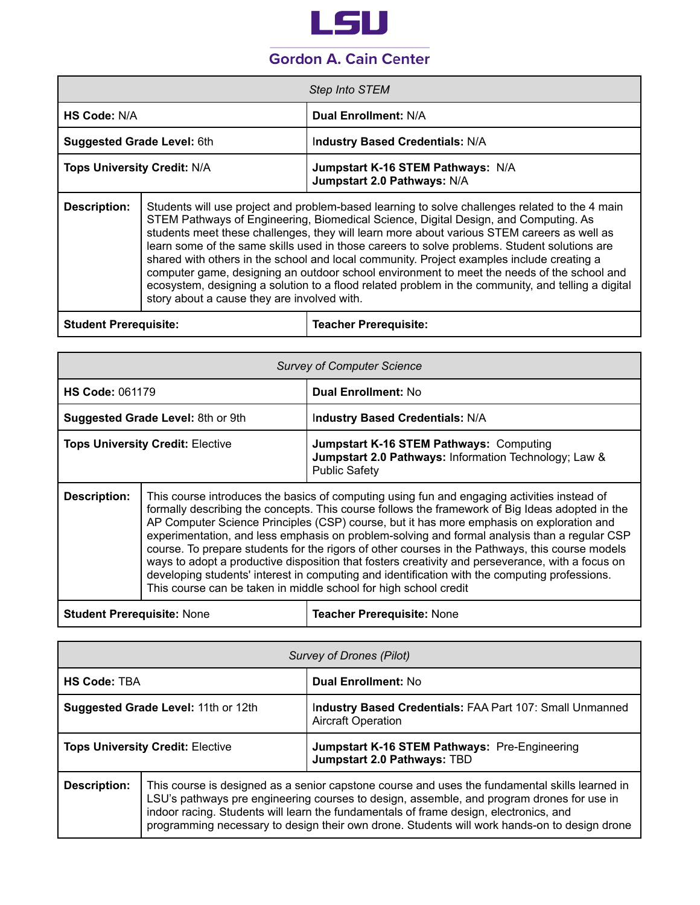**LSU**

**Gordon A. Cain Center**

| *Step Into STEM* | |
|---|---|
| **HS Code:** N/A | **Dual Enrollment:** N/A |
| **Suggested Grade Level:** 6th | **Industry Based Credentials:** N/A |
| **Tops University Credit:** N/A | **Jumpstart K-16 STEM Pathways:** N/A<br>**Jumpstart 2.0 Pathways:** N/A |
| **Description:** Students will use project and problem-based learning to solve challenges related to the 4 main STEM Pathways of Engineering, Biomedical Science, Digital Design, and Computing. As students meet these challenges, they will learn more about various STEM careers as well as learn some of the same skills used in those careers to solve problems. Student solutions are shared with others in the school and local community. Project examples include creating a computer game, designing an outdoor school environment to meet the needs of the school and ecosystem, designing a solution to a flood related problem in the community, and telling a digital story about a cause they are involved with. | |
| **Student Prerequisite:** | **Teacher Prerequisite:** |

| *Survey of Computer Science* | |
|---|---|
| **HS Code:** 061179 | **Dual Enrollment:** No |
| **Suggested Grade Level:** 8th or 9th | **Industry Based Credentials:** N/A |
| **Tops University Credit:** Elective | **Jumpstart K-16 STEM Pathways:** Computing<br>**Jumpstart 2.0 Pathways:** Information Technology; Law & Public Safety |
| **Description:** This course introduces the basics of computing using fun and engaging activities instead of formally describing the concepts. This course follows the framework of Big Ideas adopted in the AP Computer Science Principles (CSP) course, but it has more emphasis on exploration and experimentation, and less emphasis on problem-solving and formal analysis than a regular CSP course. To prepare students for the rigors of other courses in the Pathways, this course models ways to adopt a productive disposition that fosters creativity and perseverance, with a focus on developing students' interest in computing and identification with the computing professions. This course can be taken in middle school for high school credit | |
| **Student Prerequisite:** None | **Teacher Prerequisite:** None |

| *Survey of Drones (Pilot)* | |
|---|---|
| **HS Code:** TBA | **Dual Enrollment:** No |
| **Suggested Grade Level:** 11th or 12th | **Industry Based Credentials:** FAA Part 107: Small Unmanned Aircraft Operation |
| **Tops University Credit:** Elective | **Jumpstart K-16 STEM Pathways:** Pre-Engineering<br>**Jumpstart 2.0 Pathways:** TBD |
| **Description:** This course is designed as a senior capstone course and uses the fundamental skills learned in LSU's pathways pre engineering courses to design, assemble, and program drones for use in indoor racing. Students will learn the fundamentals of frame design, electronics, and programming necessary to design their own drone. Students will work hands-on to design drone | |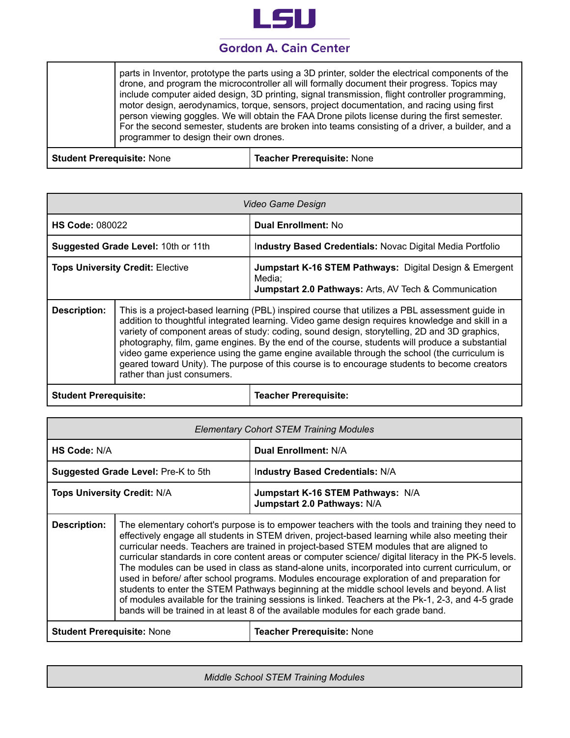| | |
|---|---|
| | parts in Inventor, prototype the parts using a 3D printer, solder the electrical components of the drone, and program the microcontroller all will formally document their progress. Topics may include computer aided design, 3D printing, signal transmission, flight controller programming, motor design, aerodynamics, torque, sensors, project documentation, and racing using first person viewing goggles. We will obtain the FAA Drone pilots license during the first semester. For the second semester, students are broken into teams consisting of a driver, a builder, and a programmer to design their own drones. |
| **Student Prerequisite:** None | **Teacher Prerequisite:** None |

| *Video Game Design* | |
|---|---|
| **HS Code:** 080022 | **Dual Enrollment:** No |
| **Suggested Grade Level:** 10th or 11th | **Industry Based Credentials:** Novac Digital Media Portfolio |
| **Tops University Credit:** Elective | **Jumpstart K-16 STEM Pathways:** Digital Design & Emergent Media; **Jumpstart 2.0 Pathways:** Arts, AV Tech & Communication |
| **Description:** | This is a project-based learning (PBL) inspired course that utilizes a PBL assessment guide in addition to thoughtful integrated learning. Video game design requires knowledge and skill in a variety of component areas of study: coding, sound design, storytelling, 2D and 3D graphics, photography, film, game engines. By the end of the course, students will produce a substantial video game experience using the game engine available through the school (the curriculum is geared toward Unity). The purpose of this course is to encourage students to become creators rather than just consumers. |
| **Student Prerequisite:** | **Teacher Prerequisite:** |

| *Elementary Cohort STEM Training Modules* | |
|---|---|
| **HS Code:** N/A | **Dual Enrollment:** N/A |
| **Suggested Grade Level:** Pre-K to 5th | **Industry Based Credentials:** N/A |
| **Tops University Credit:** N/A | **Jumpstart K-16 STEM Pathways:** N/A **Jumpstart 2.0 Pathways:** N/A |
| **Description:** | The elementary cohort's purpose is to empower teachers with the tools and training they need to effectively engage all students in STEM driven, project-based learning while also meeting their curricular needs. Teachers are trained in project-based STEM modules that are aligned to curricular standards in core content areas or computer science/ digital literacy in the PK-5 levels. The modules can be used in class as stand-alone units, incorporated into current curriculum, or used in before/ after school programs. Modules encourage exploration of and preparation for students to enter the STEM Pathways beginning at the middle school levels and beyond. A list of modules available for the training sessions is linked. Teachers at the Pk-1, 2-3, and 4-5 grade bands will be trained in at least 8 of the available modules for each grade band. |
| **Student Prerequisite:** None | **Teacher Prerequisite:** None |

| *Middle School STEM Training Modules* |
|---|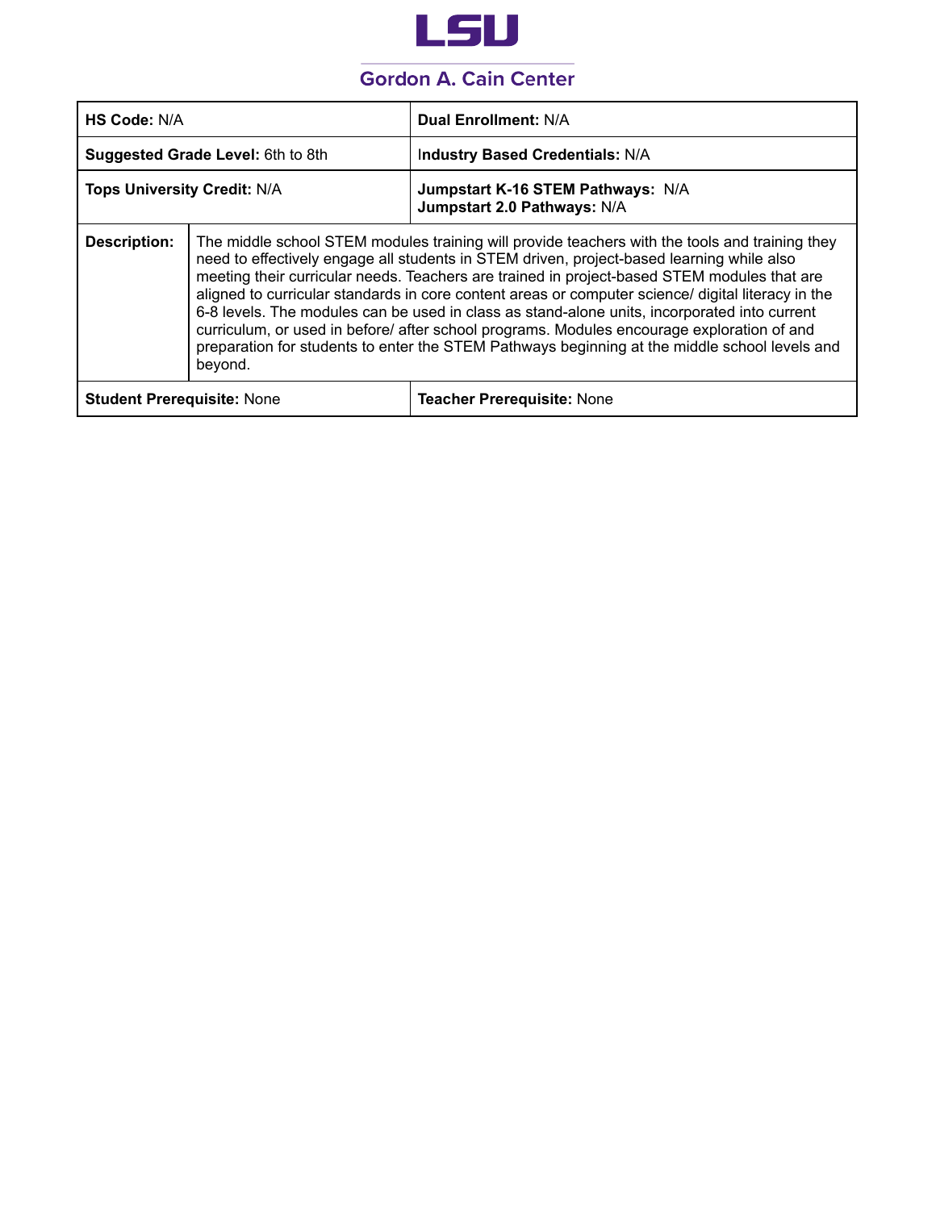LSU

Gordon A. Cain Center

| | | |
|---|---|---|
| **HS Code:** N/A | | **Dual Enrollment:** N/A |
| **Suggested Grade Level:** 6th to 8th | | **Industry Based Credentials:** N/A |
| **Tops University Credit:** N/A | | **Jumpstart K-16 STEM Pathways:** N/A<br>**Jumpstart 2.0 Pathways:** N/A |
| **Description:** | The middle school STEM modules training will provide teachers with the tools and training they need to effectively engage all students in STEM driven, project-based learning while also meeting their curricular needs. Teachers are trained in project-based STEM modules that are aligned to curricular standards in core content areas or computer science/ digital literacy in the 6-8 levels. The modules can be used in class as stand-alone units, incorporated into current curriculum, or used in before/ after school programs. Modules encourage exploration of and preparation for students to enter the STEM Pathways beginning at the middle school levels and beyond. | |
| **Student Prerequisite:** None | | **Teacher Prerequisite:** None |